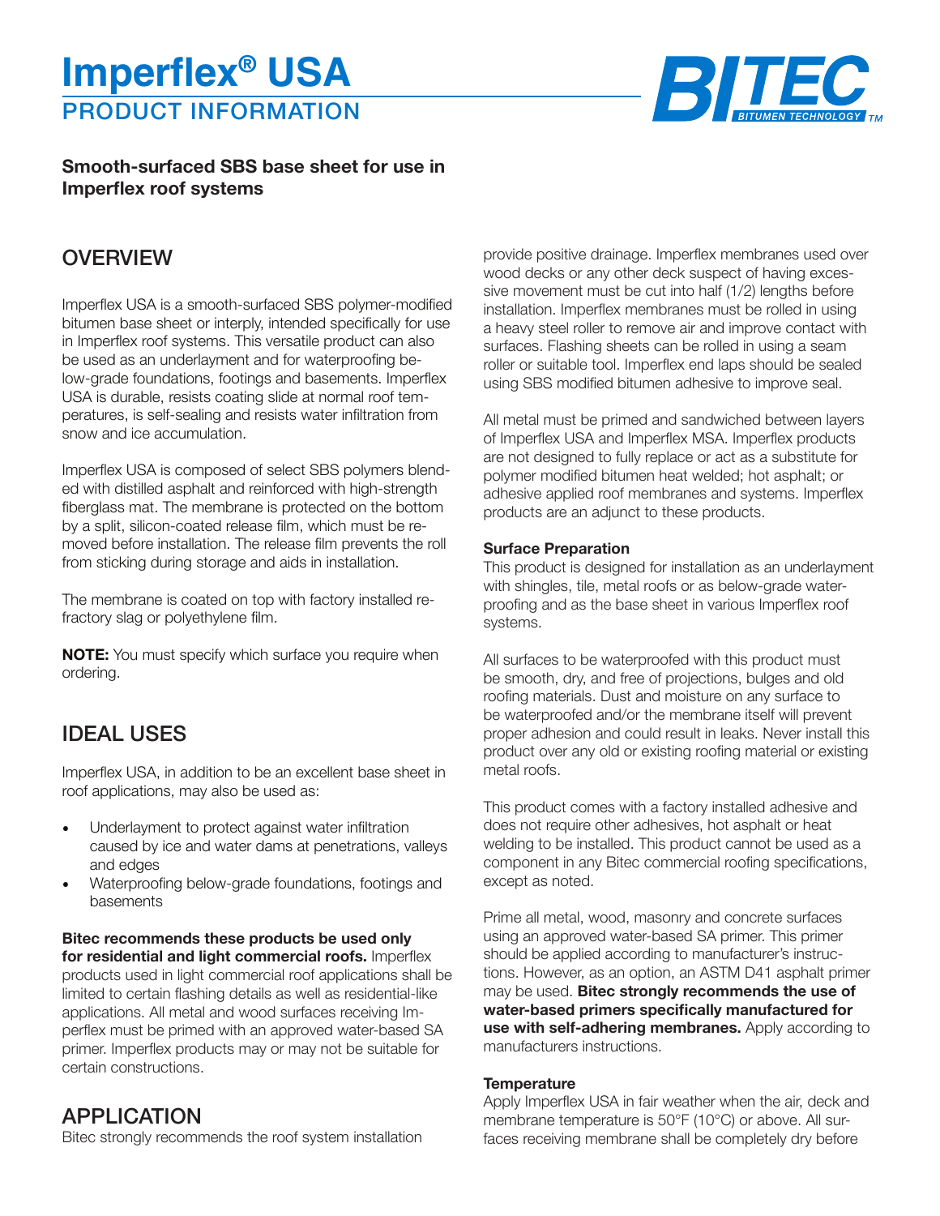# Imperflex® USA

## PRODUCT INFORMATION

**Smooth-surfaced SBS base sheet for use in Imperflex roof systems**

## OVERVIEW

Imperflex USA is a smooth-surfaced SBS polymer-modified bitumen base sheet or interply, intended specifically for use in Imperflex roof systems. This versatile product can also be used as an underlayment and for waterproofing below-grade foundations, footings and basements. Imperflex USA is durable, resists coating slide at normal roof temperatures, is self-sealing and resists water infiltration from snow and ice accumulation.

Imperflex USA is composed of select SBS polymers blended with distilled asphalt and reinforced with high-strength fiberglass mat. The membrane is protected on the bottom by a split, silicon-coated release film, which must be removed before installation. The release film prevents the roll from sticking during storage and aids in installation.

The membrane is coated on top with factory installed refractory slag or polyethylene film.

**NOTE:** You must specify which surface you require when ordering.

## IDEAL USES

Imperflex USA, in addition to be an excellent base sheet in roof applications, may also be used as:

- Underlayment to protect against water infiltration caused by ice and water dams at penetrations, valleys and edges
- Waterproofing below-grade foundations, footings and basements

**Bitec recommends these products be used only for residential and light commercial roofs.** Imperflex products used in light commercial roof applications shall be limited to certain flashing details as well as residential-like applications. All metal and wood surfaces receiving Imperflex must be primed with an approved water-based SA primer. Imperflex products may or may not be suitable for certain constructions.

## APPLICATION

Bitec strongly recommends the roof system installation provide positive drainage. Imperflex membranes used over wood decks or any other deck suspect of having excessive movement must be cut into half (1/2) lengths before installation. Imperflex membranes must be rolled in using a heavy steel roller to remove air and improve contact with surfaces. Flashing sheets can be rolled in using a seam roller or suitable tool. Imperflex end laps should be sealed using SBS modified bitumen adhesive to improve seal.

All metal must be primed and sandwiched between layers of Imperflex USA and Imperflex MSA. Imperflex products are not designed to fully replace or act as a substitute for polymer modified bitumen heat welded; hot asphalt; or adhesive applied roof membranes and systems. Imperflex products are an adjunct to these products.

### Surface Preparation

This product is designed for installation as an underlayment with shingles, tile, metal roofs or as below-grade waterproofing and as the base sheet in various Imperflex roof systems.

All surfaces to be waterproofed with this product must be smooth, dry, and free of projections, bulges and old roofing materials. Dust and moisture on any surface to be waterproofed and/or the membrane itself will prevent proper adhesion and could result in leaks. Never install this product over any old or existing roofing material or existing metal roofs.

This product comes with a factory installed adhesive and does not require other adhesives, hot asphalt or heat welding to be installed. This product cannot be used as a component in any Bitec commercial roofing specifications, except as noted.

Prime all metal, wood, masonry and concrete surfaces using an approved water-based SA primer. This primer should be applied according to manufacturer's instructions. However, as an option, an ASTM D41 asphalt primer may be used. **Bitec strongly recommends the use of water-based primers specifically manufactured for use with self-adhering membranes.** Apply according to manufacturers instructions.

### Temperature

Apply Imperflex USA in fair weather when the air, deck and membrane temperature is 50°F (10°C) or above. All surfaces receiving membrane shall be completely dry before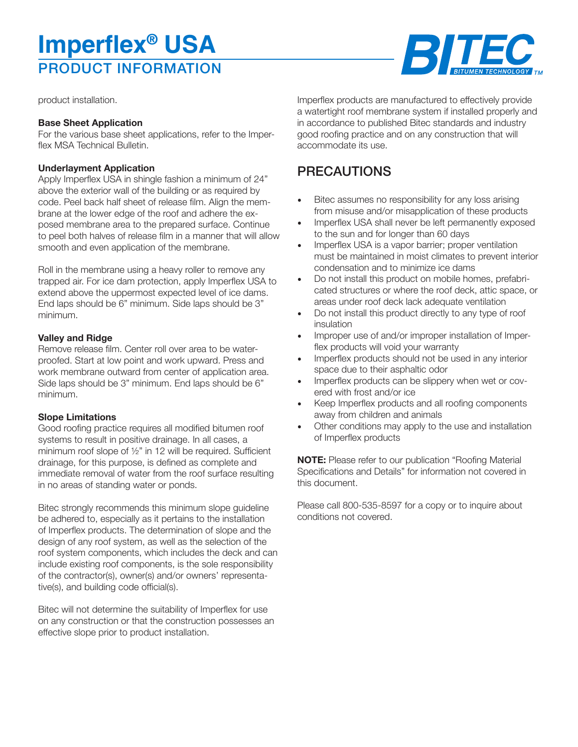product installation.

**Base Sheet Application**
For the various base sheet applications, refer to the Imperflex MSA Technical Bulletin.

**Underlayment Application**
Apply Imperflex USA in shingle fashion a minimum of 24" above the exterior wall of the building or as required by code. Peel back half sheet of release film. Align the membrane at the lower edge of the roof and adhere the exposed membrane area to the prepared surface. Continue to peel both halves of release film in a manner that will allow smooth and even application of the membrane.

Roll in the membrane using a heavy roller to remove any trapped air. For ice dam protection, apply Imperflex USA to extend above the uppermost expected level of ice dams. End laps should be 6" minimum. Side laps should be 3" minimum.

**Valley and Ridge**
Remove release film. Center roll over area to be waterproofed. Start at low point and work upward. Press and work membrane outward from center of application area. Side laps should be 3" minimum. End laps should be 6" minimum.

**Slope Limitations**
Good roofing practice requires all modified bitumen roof systems to result in positive drainage. In all cases, a minimum roof slope of ½" in 12 will be required. Sufficient drainage, for this purpose, is defined as complete and immediate removal of water from the roof surface resulting in no areas of standing water or ponds.

Bitec strongly recommends this minimum slope guideline be adhered to, especially as it pertains to the installation of Imperflex products. The determination of slope and the design of any roof system, as well as the selection of the roof system components, which includes the deck and can include existing roof components, is the sole responsibility of the contractor(s), owner(s) and/or owners' representative(s), and building code official(s).

Bitec will not determine the suitability of Imperflex for use on any construction or that the construction possesses an effective slope prior to product installation.

Imperflex products are manufactured to effectively provide a watertight roof membrane system if installed properly and in accordance to published Bitec standards and industry good roofing practice and on any construction that will accommodate its use.

## PRECAUTIONS

- Bitec assumes no responsibility for any loss arising from misuse and/or misapplication of these products
- Imperflex USA shall never be left permanently exposed to the sun and for longer than 60 days
- Imperflex USA is a vapor barrier; proper ventilation must be maintained in moist climates to prevent interior condensation and to minimize ice dams
- Do not install this product on mobile homes, prefabricated structures or where the roof deck, attic space, or areas under roof deck lack adequate ventilation
- Do not install this product directly to any type of roof insulation
- Improper use of and/or improper installation of Imperflex products will void your warranty
- Imperflex products should not be used in any interior space due to their asphaltic odor
- Imperflex products can be slippery when wet or covered with frost and/or ice
- Keep Imperflex products and all roofing components away from children and animals
- Other conditions may apply to the use and installation of Imperflex products

**NOTE:** Please refer to our publication "Roofing Material Specifications and Details" for information not covered in this document.

Please call 800-535-8597 for a copy or to inquire about conditions not covered.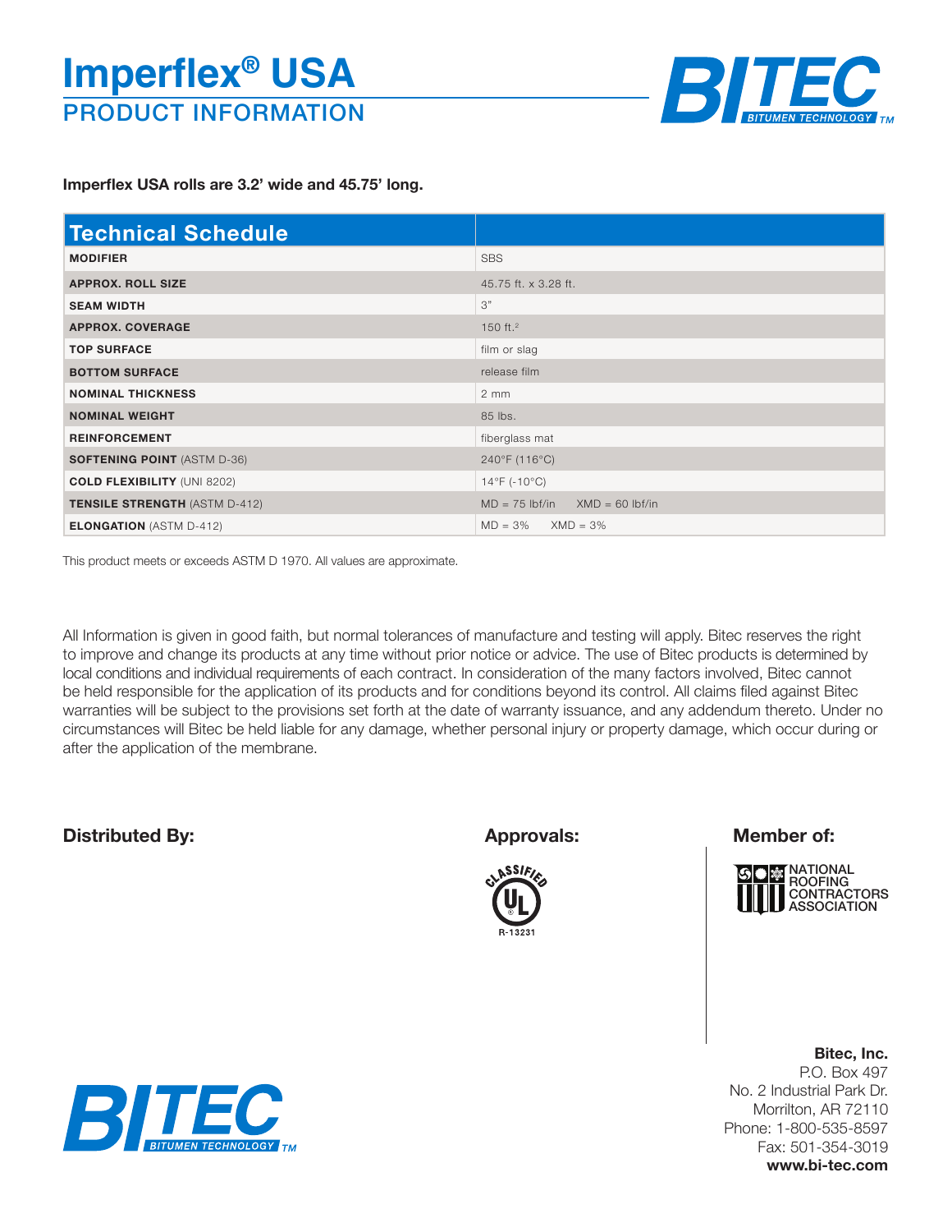# Imperflex® USA

## PRODUCT INFORMATION

**Imperflex USA rolls are 3.2' wide and 45.75' long.**

| Technical Schedule | |
|---|---|
| **MODIFIER** | SBS |
| **APPROX. ROLL SIZE** | 45.75 ft. x 3.28 ft. |
| **SEAM WIDTH** | 3" |
| **APPROX. COVERAGE** | 150 ft.$^2$ |
| **TOP SURFACE** | film or slag |
| **BOTTOM SURFACE** | release film |
| **NOMINAL THICKNESS** | 2 mm |
| **NOMINAL WEIGHT** | 85 lbs. |
| **REINFORCEMENT** | fiberglass mat |
| **SOFTENING POINT** (ASTM D-36) | 240°F (116°C) |
| **COLD FLEXIBILITY** (UNI 8202) | 14°F (-10°C) |
| **TENSILE STRENGTH** (ASTM D-412) | MD = 75 lbf/in XMD = 60 lbf/in |
| **ELONGATION** (ASTM D-412) | MD = 3% XMD = 3% |

This product meets or exceeds ASTM D 1970. All values are approximate.

All Information is given in good faith, but normal tolerances of manufacture and testing will apply. Bitec reserves the right to improve and change its products at any time without prior notice or advice. The use of Bitec products is determined by local conditions and individual requirements of each contract. In consideration of the many factors involved, Bitec cannot be held responsible for the application of its products and for conditions beyond its control. All claims filed against Bitec warranties will be subject to the provisions set forth at the date of warranty issuance, and any addendum thereto. Under no circumstances will Bitec be held liable for any damage, whether personal injury or property damage, which occur during or after the application of the membrane.

**Distributed By:**

**Approvals:**

CLASSIFIED UL R-13231

**Member of:**

NATIONAL ROOFING CONTRACTORS ASSOCIATION

**Bitec, Inc.**
P.O. Box 497
No. 2 Industrial Park Dr.
Morrilton, AR 72110
Phone: 1-800-535-8597
Fax: 501-354-3019
**www.bi-tec.com**